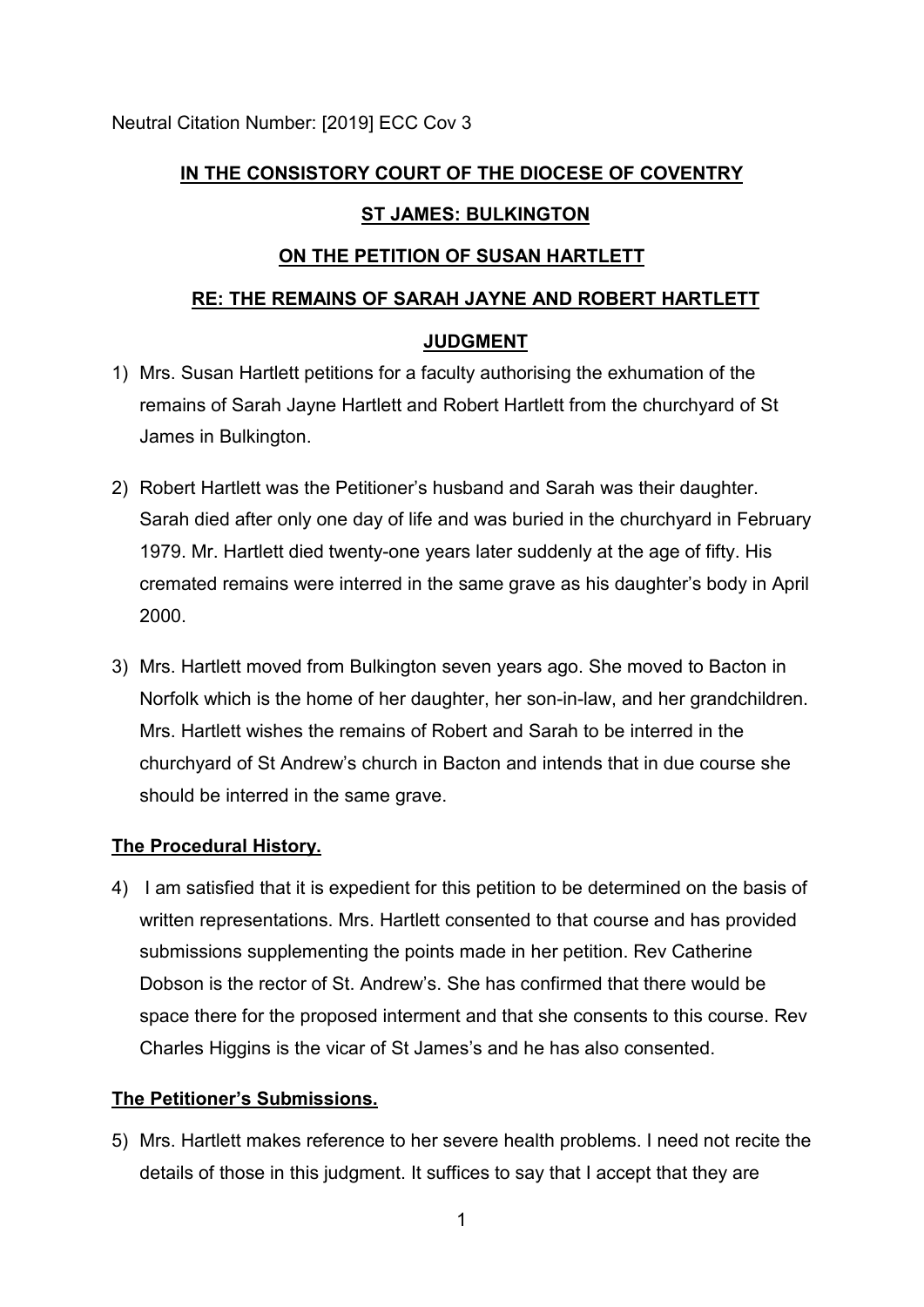Neutral Citation Number: [2019] ECC Cov 3

**IN THE CONSISTORY COURT OF THE DIOCESE OF COVENTRY**

**ST JAMES: BULKINGTON**

**ON THE PETITION OF SUSAN HARTLETT**

**RE: THE REMAINS OF SARAH JAYNE AND ROBERT HARTLETT**

**JUDGMENT**

1) Mrs. Susan Hartlett petitions for a faculty authorising the exhumation of the remains of Sarah Jayne Hartlett and Robert Hartlett from the churchyard of St James in Bulkington.

2) Robert Hartlett was the Petitioner's husband and Sarah was their daughter. Sarah died after only one day of life and was buried in the churchyard in February 1979. Mr. Hartlett died twenty-one years later suddenly at the age of fifty. His cremated remains were interred in the same grave as his daughter's body in April 2000.

3) Mrs. Hartlett moved from Bulkington seven years ago. She moved to Bacton in Norfolk which is the home of her daughter, her son-in-law, and her grandchildren. Mrs. Hartlett wishes the remains of Robert and Sarah to be interred in the churchyard of St Andrew's church in Bacton and intends that in due course she should be interred in the same grave.

**The Procedural History.**

4) I am satisfied that it is expedient for this petition to be determined on the basis of written representations. Mrs. Hartlett consented to that course and has provided submissions supplementing the points made in her petition. Rev Catherine Dobson is the rector of St. Andrew's. She has confirmed that there would be space there for the proposed interment and that she consents to this course. Rev Charles Higgins is the vicar of St James's and he has also consented.

**The Petitioner's Submissions.**

5) Mrs. Hartlett makes reference to her severe health problems. I need not recite the details of those in this judgment. It suffices to say that I accept that they are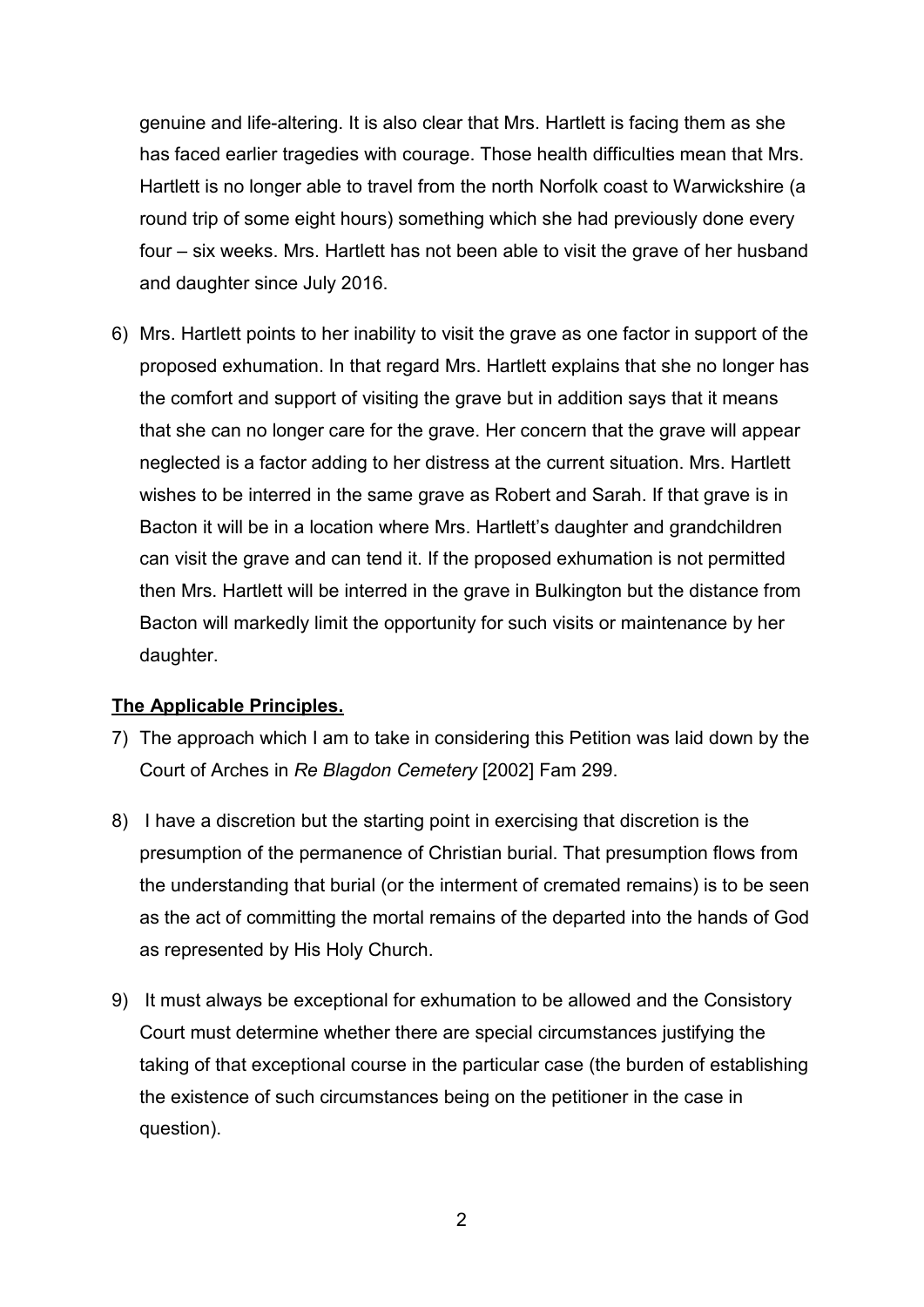genuine and life-altering. It is also clear that Mrs. Hartlett is facing them as she has faced earlier tragedies with courage. Those health difficulties mean that Mrs. Hartlett is no longer able to travel from the north Norfolk coast to Warwickshire (a round trip of some eight hours) something which she had previously done every four – six weeks. Mrs. Hartlett has not been able to visit the grave of her husband and daughter since July 2016.

6) Mrs. Hartlett points to her inability to visit the grave as one factor in support of the proposed exhumation. In that regard Mrs. Hartlett explains that she no longer has the comfort and support of visiting the grave but in addition says that it means that she can no longer care for the grave. Her concern that the grave will appear neglected is a factor adding to her distress at the current situation. Mrs. Hartlett wishes to be interred in the same grave as Robert and Sarah. If that grave is in Bacton it will be in a location where Mrs. Hartlett's daughter and grandchildren can visit the grave and can tend it. If the proposed exhumation is not permitted then Mrs. Hartlett will be interred in the grave in Bulkington but the distance from Bacton will markedly limit the opportunity for such visits or maintenance by her daughter.

**The Applicable Principles.**

7) The approach which I am to take in considering this Petition was laid down by the Court of Arches in *Re Blagdon Cemetery* [2002] Fam 299.

8) I have a discretion but the starting point in exercising that discretion is the presumption of the permanence of Christian burial. That presumption flows from the understanding that burial (or the interment of cremated remains) is to be seen as the act of committing the mortal remains of the departed into the hands of God as represented by His Holy Church.

9) It must always be exceptional for exhumation to be allowed and the Consistory Court must determine whether there are special circumstances justifying the taking of that exceptional course in the particular case (the burden of establishing the existence of such circumstances being on the petitioner in the case in question).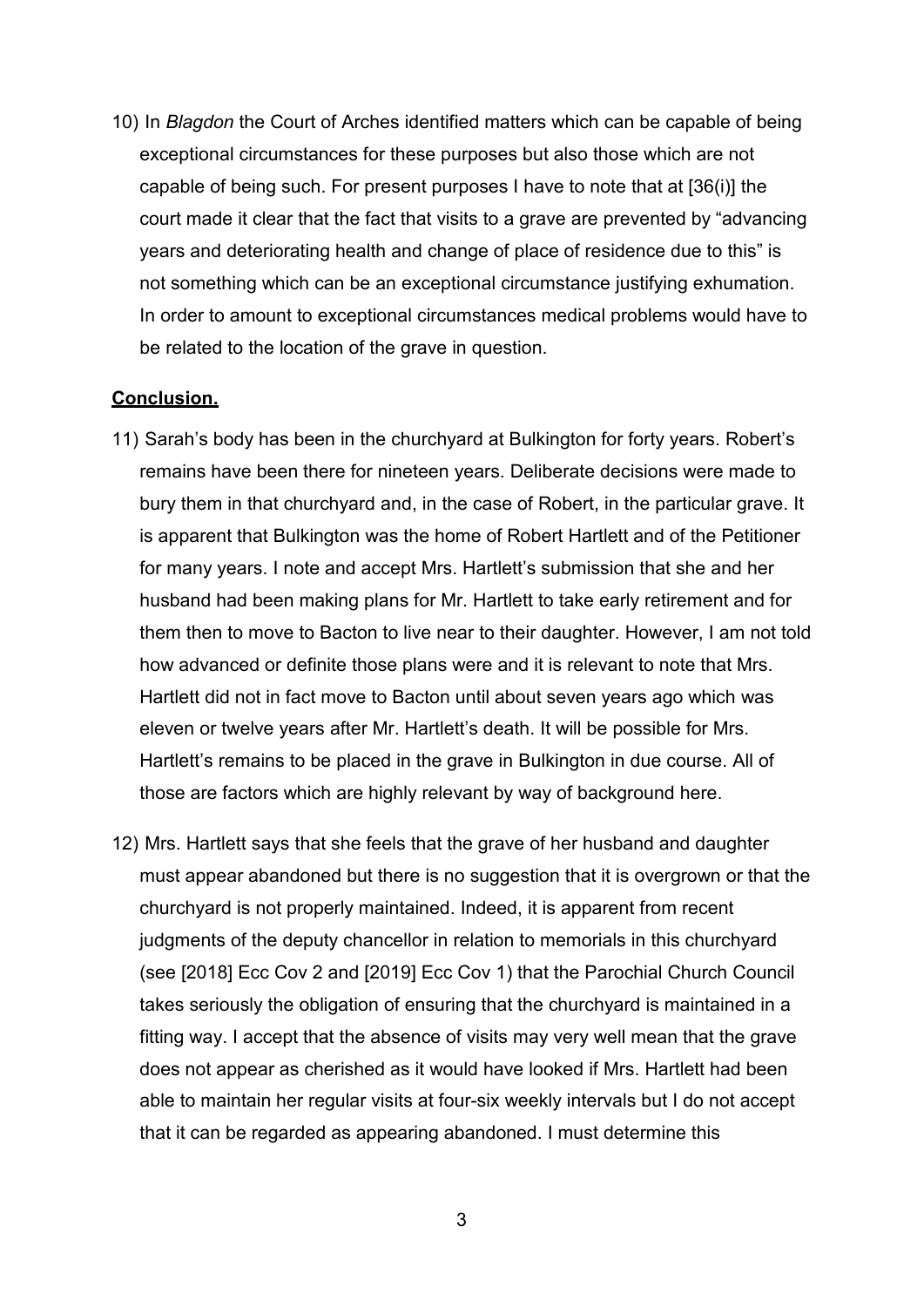10) In *Blagdon* the Court of Arches identified matters which can be capable of being exceptional circumstances for these purposes but also those which are not capable of being such. For present purposes I have to note that at [36(i)] the court made it clear that the fact that visits to a grave are prevented by "advancing years and deteriorating health and change of place of residence due to this" is not something which can be an exceptional circumstance justifying exhumation. In order to amount to exceptional circumstances medical problems would have to be related to the location of the grave in question.

**Conclusion.**

11) Sarah's body has been in the churchyard at Bulkington for forty years. Robert's remains have been there for nineteen years. Deliberate decisions were made to bury them in that churchyard and, in the case of Robert, in the particular grave. It is apparent that Bulkington was the home of Robert Hartlett and of the Petitioner for many years. I note and accept Mrs. Hartlett's submission that she and her husband had been making plans for Mr. Hartlett to take early retirement and for them then to move to Bacton to live near to their daughter. However, I am not told how advanced or definite those plans were and it is relevant to note that Mrs. Hartlett did not in fact move to Bacton until about seven years ago which was eleven or twelve years after Mr. Hartlett's death. It will be possible for Mrs. Hartlett's remains to be placed in the grave in Bulkington in due course. All of those are factors which are highly relevant by way of background here.

12) Mrs. Hartlett says that she feels that the grave of her husband and daughter must appear abandoned but there is no suggestion that it is overgrown or that the churchyard is not properly maintained. Indeed, it is apparent from recent judgments of the deputy chancellor in relation to memorials in this churchyard (see [2018] Ecc Cov 2 and [2019] Ecc Cov 1) that the Parochial Church Council takes seriously the obligation of ensuring that the churchyard is maintained in a fitting way. I accept that the absence of visits may very well mean that the grave does not appear as cherished as it would have looked if Mrs. Hartlett had been able to maintain her regular visits at four-six weekly intervals but I do not accept that it can be regarded as appearing abandoned. I must determine this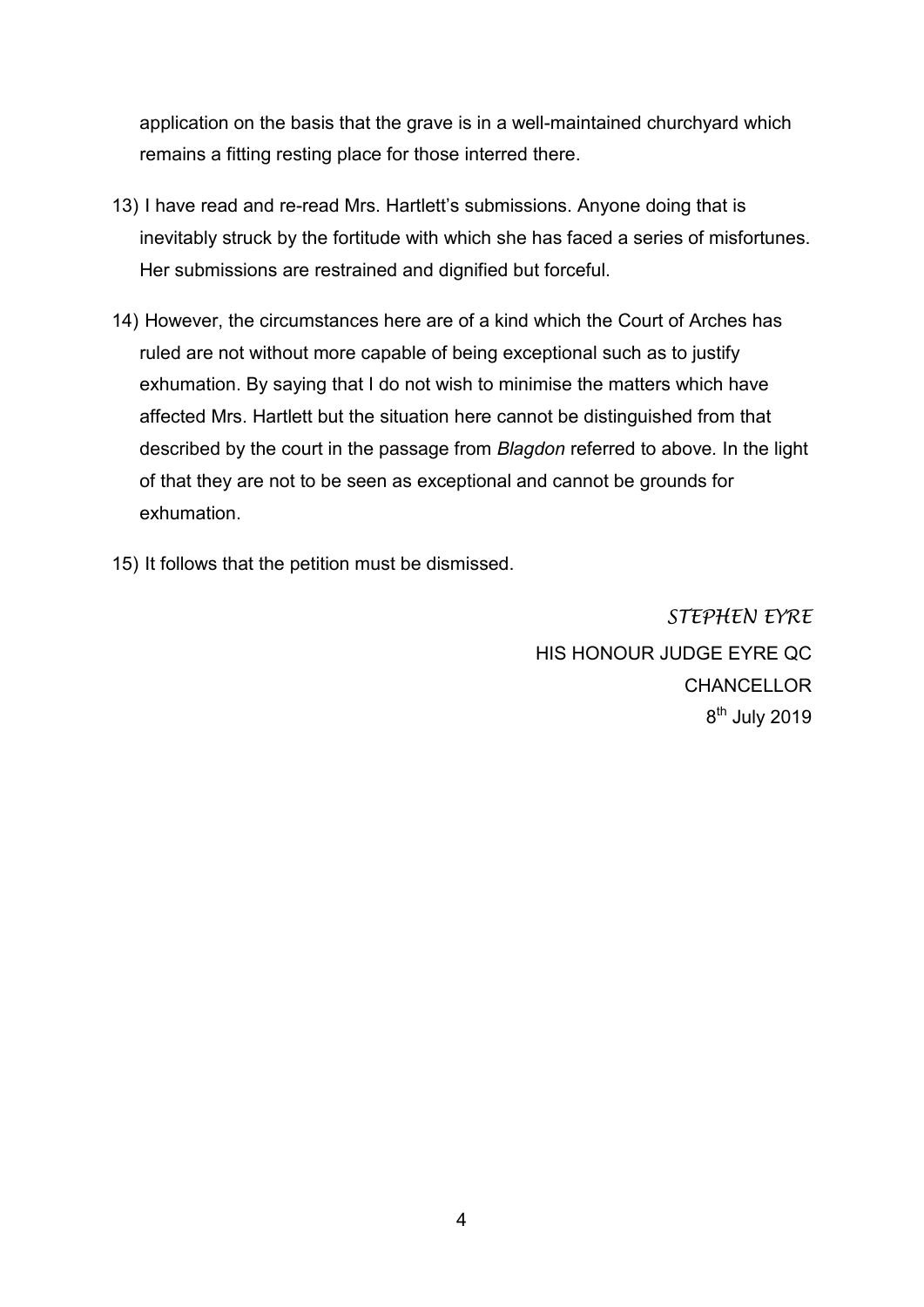application on the basis that the grave is in a well-maintained churchyard which remains a fitting resting place for those interred there.

13) I have read and re-read Mrs. Hartlett's submissions. Anyone doing that is inevitably struck by the fortitude with which she has faced a series of misfortunes. Her submissions are restrained and dignified but forceful.

14) However, the circumstances here are of a kind which the Court of Arches has ruled are not without more capable of being exceptional such as to justify exhumation. By saying that I do not wish to minimise the matters which have affected Mrs. Hartlett but the situation here cannot be distinguished from that described by the court in the passage from *Blagdon* referred to above. In the light of that they are not to be seen as exceptional and cannot be grounds for exhumation.

15) It follows that the petition must be dismissed.

*STEPHEN EYRE*

HIS HONOUR JUDGE EYRE QC

CHANCELLOR

8th July 2019